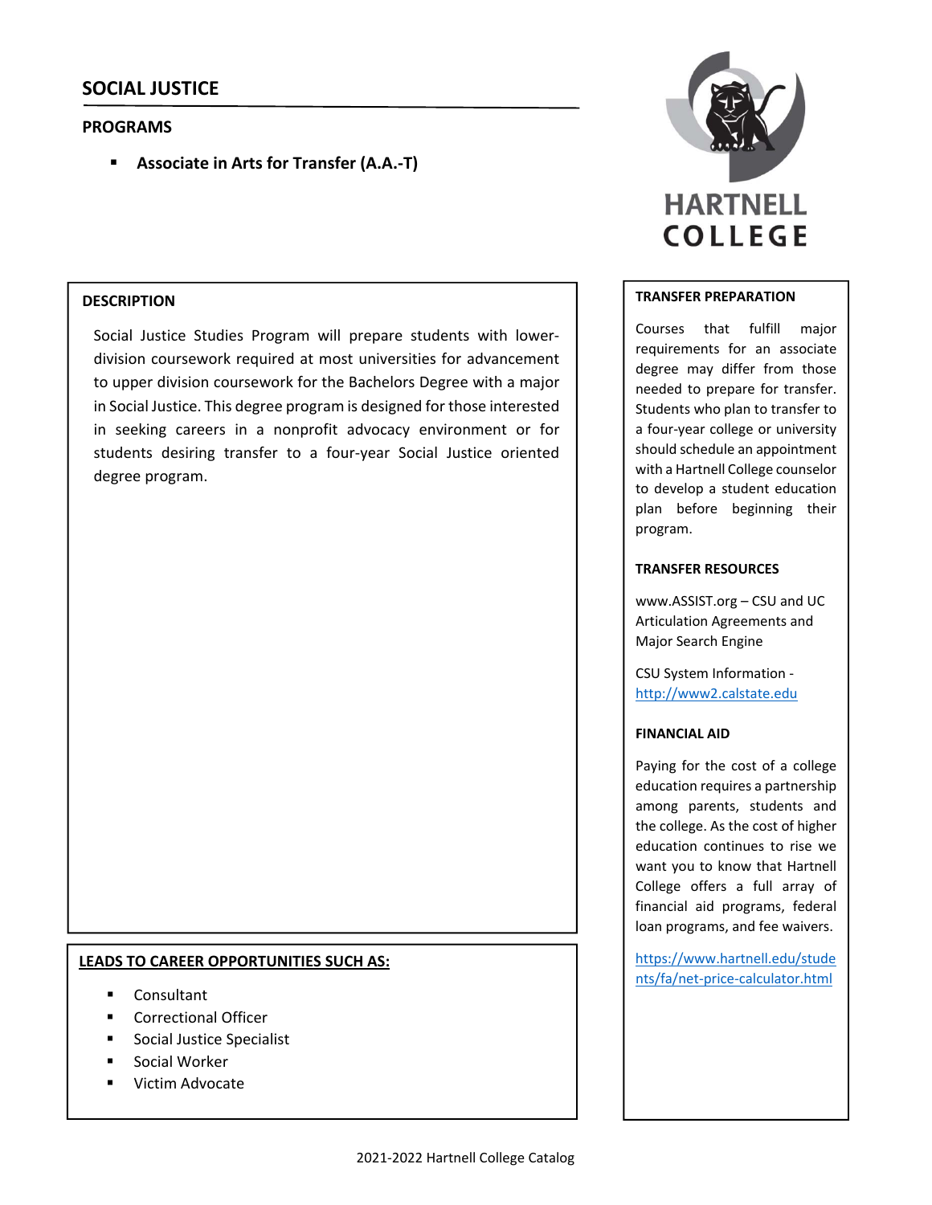# SOCIAL JUSTICE

## PROGRAMS

- **Associate in Arts for Transfer (A.A.-T)**

HARTNELL COLLEGE

### DESCRIPTION

Social Justice Studies Program will prepare students with lower-division coursework required at most universities for advancement to upper division coursework for the Bachelors Degree with a major in Social Justice. This degree program is designed for those interested in seeking careers in a nonprofit advocacy environment or for students desiring transfer to a four-year Social Justice oriented degree program.

### LEADS TO CAREER OPPORTUNITIES SUCH AS:

- Consultant
- Correctional Officer
- Social Justice Specialist
- Social Worker
- Victim Advocate

### TRANSFER PREPARATION

Courses that fulfill major requirements for an associate degree may differ from those needed to prepare for transfer. Students who plan to transfer to a four-year college or university should schedule an appointment with a Hartnell College counselor to develop a student education plan before beginning their program.

### TRANSFER RESOURCES

www.ASSIST.org – CSU and UC Articulation Agreements and Major Search Engine

CSU System Information - http://www2.calstate.edu

### FINANCIAL AID

Paying for the cost of a college education requires a partnership among parents, students and the college. As the cost of higher education continues to rise we want you to know that Hartnell College offers a full array of financial aid programs, federal loan programs, and fee waivers.

https://www.hartnell.edu/students/fa/net-price-calculator.html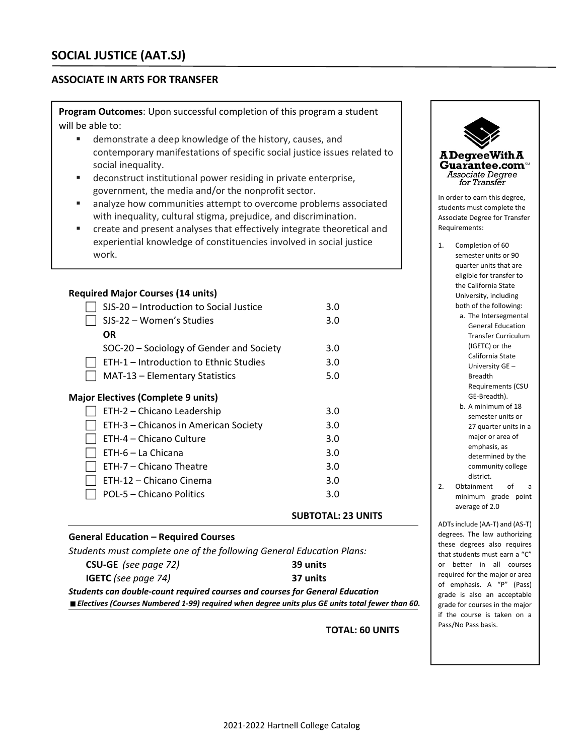# SOCIAL JUSTICE (AAT.SJ)

## ASSOCIATE IN ARTS FOR TRANSFER

**Program Outcomes**: Upon successful completion of this program a student will be able to:

- demonstrate a deep knowledge of the history, causes, and contemporary manifestations of specific social justice issues related to social inequality.
- deconstruct institutional power residing in private enterprise, government, the media and/or the nonprofit sector.
- analyze how communities attempt to overcome problems associated with inequality, cultural stigma, prejudice, and discrimination.
- create and present analyses that effectively integrate theoretical and experiential knowledge of constituencies involved in social justice work.

### Required Major Courses (14 units)

| | |
|---|---|
| ☐ SJS-20 – Introduction to Social Justice | 3.0 |
| ☐ SJS-22 – Women's Studies | 3.0 |
| **OR** | |
| SOC-20 – Sociology of Gender and Society | 3.0 |
| ☐ ETH-1 – Introduction to Ethnic Studies | 3.0 |
| ☐ MAT-13 – Elementary Statistics | 5.0 |

### Major Electives (Complete 9 units)

| | |
|---|---|
| ☐ ETH-2 – Chicano Leadership | 3.0 |
| ☐ ETH-3 – Chicanos in American Society | 3.0 |
| ☐ ETH-4 – Chicano Culture | 3.0 |
| ☐ ETH-6 – La Chicana | 3.0 |
| ☐ ETH-7 – Chicano Theatre | 3.0 |
| ☐ ETH-12 – Chicano Cinema | 3.0 |
| ☐ POL-5 – Chicano Politics | 3.0 |

**SUBTOTAL: 23 UNITS**

### General Education – Required Courses

*Students must complete one of the following General Education Plans:*

| | |
|---|---|
| **CSU-GE** *(see page 72)* | **39 units** |
| **IGETC** *(see page 74)* | **37 units** |

***Students can double-count required courses and courses for General Education***

■ ***Electives (Courses Numbered 1-99) required when degree units plus GE units total fewer than 60.***

**TOTAL: 60 UNITS**

---

**A Degree With A Guarantee.com**
*Associate Degree for Transfer*

In order to earn this degree, students must complete the Associate Degree for Transfer Requirements:

1. Completion of 60 semester units or 90 quarter units that are eligible for transfer to the California State University, including both of the following:
   a. The Intersegmental General Education Transfer Curriculum (IGETC) or the California State University GE – Breadth Requirements (CSU GE-Breadth).
   b. A minimum of 18 semester units or 27 quarter units in a major or area of emphasis, as determined by the community college district.
2. Obtainment of a minimum grade point average of 2.0

ADTs include (AA-T) and (AS-T) degrees. The law authorizing these degrees also requires that students must earn a "C" or better in all courses required for the major or area of emphasis. A "P" (Pass) grade is also an acceptable grade for courses in the major if the course is taken on a Pass/No Pass basis.